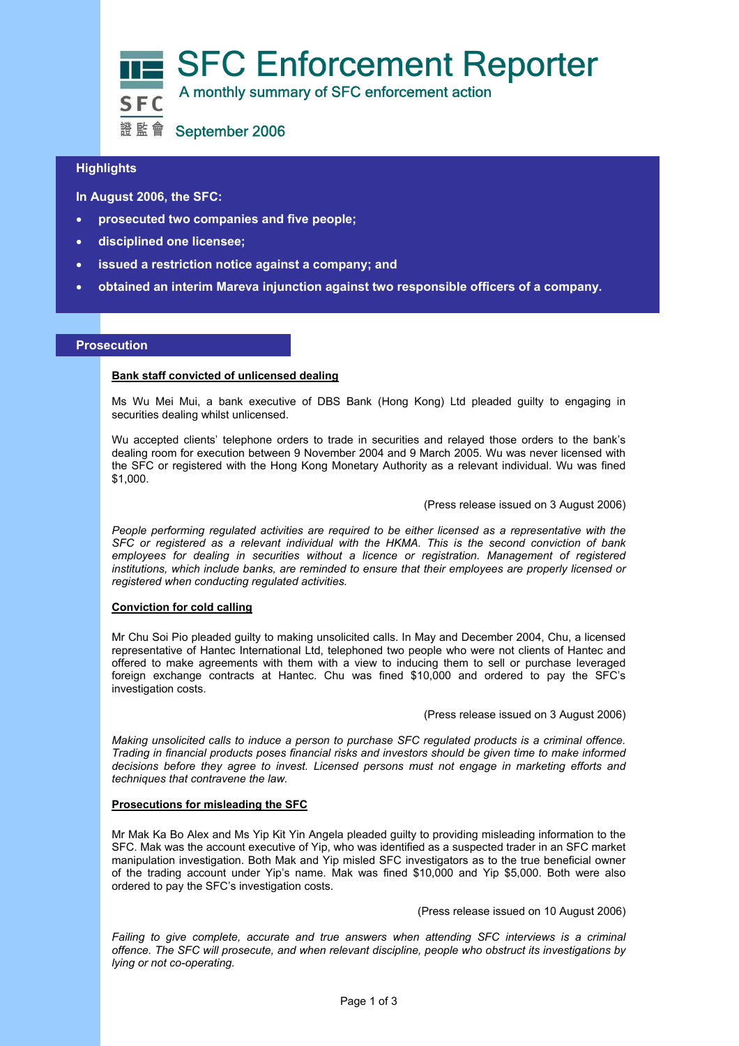# SFC Enforcement Reporter

A monthly summary of SFC enforcement action

SFC 證監會

September 2006

## Highlights

**In August 2006, the SFC:**

- **prosecuted two companies and five people;**
- **disciplined one licensee;**
- **issued a restriction notice against a company; and**
- **obtained an interim Mareva injunction against two responsible officers of a company.**

## Prosecution

### Bank staff convicted of unlicensed dealing

Ms Wu Mei Mui, a bank executive of DBS Bank (Hong Kong) Ltd pleaded guilty to engaging in securities dealing whilst unlicensed.

Wu accepted clients' telephone orders to trade in securities and relayed those orders to the bank's dealing room for execution between 9 November 2004 and 9 March 2005. Wu was never licensed with the SFC or registered with the Hong Kong Monetary Authority as a relevant individual. Wu was fined $1,000.

(Press release issued on 3 August 2006)

*People performing regulated activities are required to be either licensed as a representative with the SFC or registered as a relevant individual with the HKMA. This is the second conviction of bank employees for dealing in securities without a licence or registration. Management of registered institutions, which include banks, are reminded to ensure that their employees are properly licensed or registered when conducting regulated activities.*

### Conviction for cold calling

Mr Chu Soi Pio pleaded guilty to making unsolicited calls. In May and December 2004, Chu, a licensed representative of Hantec International Ltd, telephoned two people who were not clients of Hantec and offered to make agreements with them with a view to inducing them to sell or purchase leveraged foreign exchange contracts at Hantec. Chu was fined $10,000 and ordered to pay the SFC's investigation costs.

(Press release issued on 3 August 2006)

*Making unsolicited calls to induce a person to purchase SFC regulated products is a criminal offence. Trading in financial products poses financial risks and investors should be given time to make informed decisions before they agree to invest. Licensed persons must not engage in marketing efforts and techniques that contravene the law.*

### Prosecutions for misleading the SFC

Mr Mak Ka Bo Alex and Ms Yip Kit Yin Angela pleaded guilty to providing misleading information to the SFC. Mak was the account executive of Yip, who was identified as a suspected trader in an SFC market manipulation investigation. Both Mak and Yip misled SFC investigators as to the true beneficial owner of the trading account under Yip's name. Mak was fined $10,000 and Yip $5,000. Both were also ordered to pay the SFC's investigation costs.

(Press release issued on 10 August 2006)

*Failing to give complete, accurate and true answers when attending SFC interviews is a criminal offence. The SFC will prosecute, and when relevant discipline, people who obstruct its investigations by lying or not co-operating.*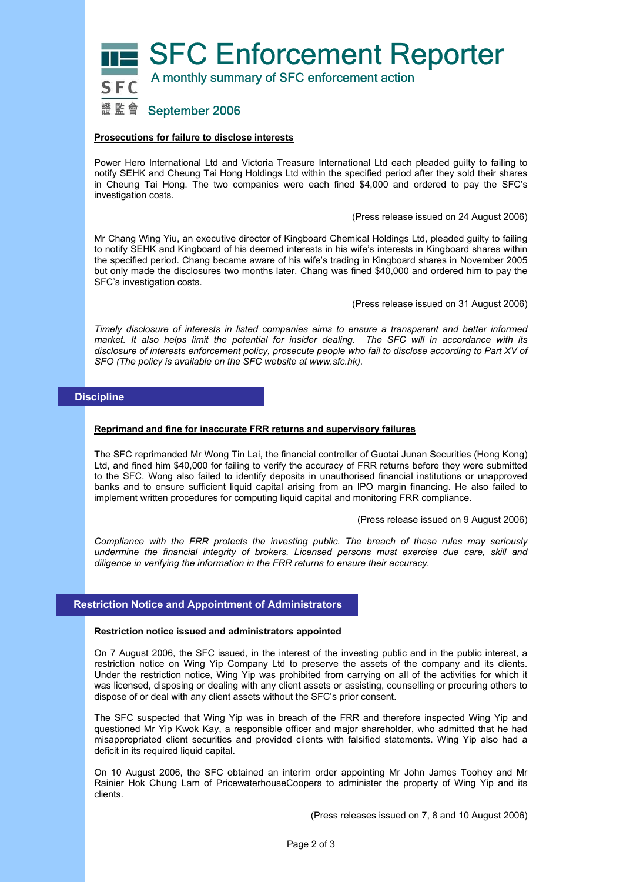# SFC Enforcement Reporter

A monthly summary of SFC enforcement action

September 2006

**Prosecutions for failure to disclose interests**

Power Hero International Ltd and Victoria Treasure International Ltd each pleaded guilty to failing to notify SEHK and Cheung Tai Hong Holdings Ltd within the specified period after they sold their shares in Cheung Tai Hong. The two companies were each fined $4,000 and ordered to pay the SFC's investigation costs.

(Press release issued on 24 August 2006)

Mr Chang Wing Yiu, an executive director of Kingboard Chemical Holdings Ltd, pleaded guilty to failing to notify SEHK and Kingboard of his deemed interests in his wife's interests in Kingboard shares within the specified period. Chang became aware of his wife's trading in Kingboard shares in November 2005 but only made the disclosures two months later. Chang was fined $40,000 and ordered him to pay the SFC's investigation costs.

(Press release issued on 31 August 2006)

*Timely disclosure of interests in listed companies aims to ensure a transparent and better informed market. It also helps limit the potential for insider dealing. The SFC will in accordance with its disclosure of interests enforcement policy, prosecute people who fail to disclose according to Part XV of SFO (The policy is available on the SFC website at www.sfc.hk).*

## Discipline

**Reprimand and fine for inaccurate FRR returns and supervisory failures**

The SFC reprimanded Mr Wong Tin Lai, the financial controller of Guotai Junan Securities (Hong Kong) Ltd, and fined him $40,000 for failing to verify the accuracy of FRR returns before they were submitted to the SFC. Wong also failed to identify deposits in unauthorised financial institutions or unapproved banks and to ensure sufficient liquid capital arising from an IPO margin financing. He also failed to implement written procedures for computing liquid capital and monitoring FRR compliance.

(Press release issued on 9 August 2006)

*Compliance with the FRR protects the investing public. The breach of these rules may seriously undermine the financial integrity of brokers. Licensed persons must exercise due care, skill and diligence in verifying the information in the FRR returns to ensure their accuracy.*

## Restriction Notice and Appointment of Administrators

**Restriction notice issued and administrators appointed**

On 7 August 2006, the SFC issued, in the interest of the investing public and in the public interest, a restriction notice on Wing Yip Company Ltd to preserve the assets of the company and its clients. Under the restriction notice, Wing Yip was prohibited from carrying on all of the activities for which it was licensed, disposing or dealing with any client assets or assisting, counselling or procuring others to dispose of or deal with any client assets without the SFC's prior consent.

The SFC suspected that Wing Yip was in breach of the FRR and therefore inspected Wing Yip and questioned Mr Yip Kwok Kay, a responsible officer and major shareholder, who admitted that he had misappropriated client securities and provided clients with falsified statements. Wing Yip also had a deficit in its required liquid capital.

On 10 August 2006, the SFC obtained an interim order appointing Mr John James Toohey and Mr Rainier Hok Chung Lam of PricewaterhouseCoopers to administer the property of Wing Yip and its clients.

(Press releases issued on 7, 8 and 10 August 2006)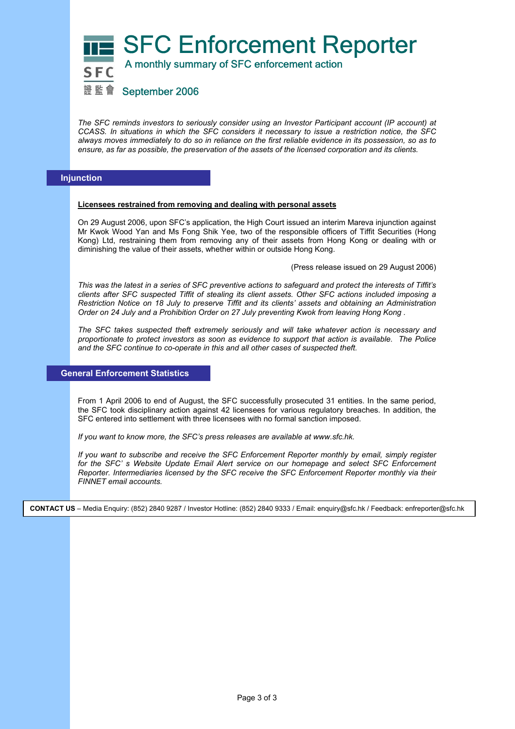# SFC Enforcement Reporter

A monthly summary of SFC enforcement action

SFC 證監會 September 2006

*The SFC reminds investors to seriously consider using an Investor Participant account (IP account) at CCASS. In situations in which the SFC considers it necessary to issue a restriction notice, the SFC always moves immediately to do so in reliance on the first reliable evidence in its possession, so as to ensure, as far as possible, the preservation of the assets of the licensed corporation and its clients.*

## Injunction

**Licensees restrained from removing and dealing with personal assets**

On 29 August 2006, upon SFC's application, the High Court issued an interim Mareva injunction against Mr Kwok Wood Yan and Ms Fong Shik Yee, two of the responsible officers of Tiffit Securities (Hong Kong) Ltd, restraining them from removing any of their assets from Hong Kong or dealing with or diminishing the value of their assets, whether within or outside Hong Kong.

(Press release issued on 29 August 2006)

*This was the latest in a series of SFC preventive actions to safeguard and protect the interests of Tiffit's clients after SFC suspected Tiffit of stealing its client assets. Other SFC actions included imposing a Restriction Notice on 18 July to preserve Tiffit and its clients' assets and obtaining an Administration Order on 24 July and a Prohibition Order on 27 July preventing Kwok from leaving Hong Kong .*

*The SFC takes suspected theft extremely seriously and will take whatever action is necessary and proportionate to protect investors as soon as evidence to support that action is available. The Police and the SFC continue to co-operate in this and all other cases of suspected theft.*

## General Enforcement Statistics

From 1 April 2006 to end of August, the SFC successfully prosecuted 31 entities. In the same period, the SFC took disciplinary action against 42 licensees for various regulatory breaches. In addition, the SFC entered into settlement with three licensees with no formal sanction imposed.

*If you want to know more, the SFC's press releases are available at www.sfc.hk.*

*If you want to subscribe and receive the SFC Enforcement Reporter monthly by email, simply register for the SFC' s Website Update Email Alert service on our homepage and select SFC Enforcement Reporter. Intermediaries licensed by the SFC receive the SFC Enforcement Reporter monthly via their FINNET email accounts.*

**CONTACT US** – Media Enquiry: (852) 2840 9287 / Investor Hotline: (852) 2840 9333 / Email: enquiry@sfc.hk / Feedback: enfreporter@sfc.hk